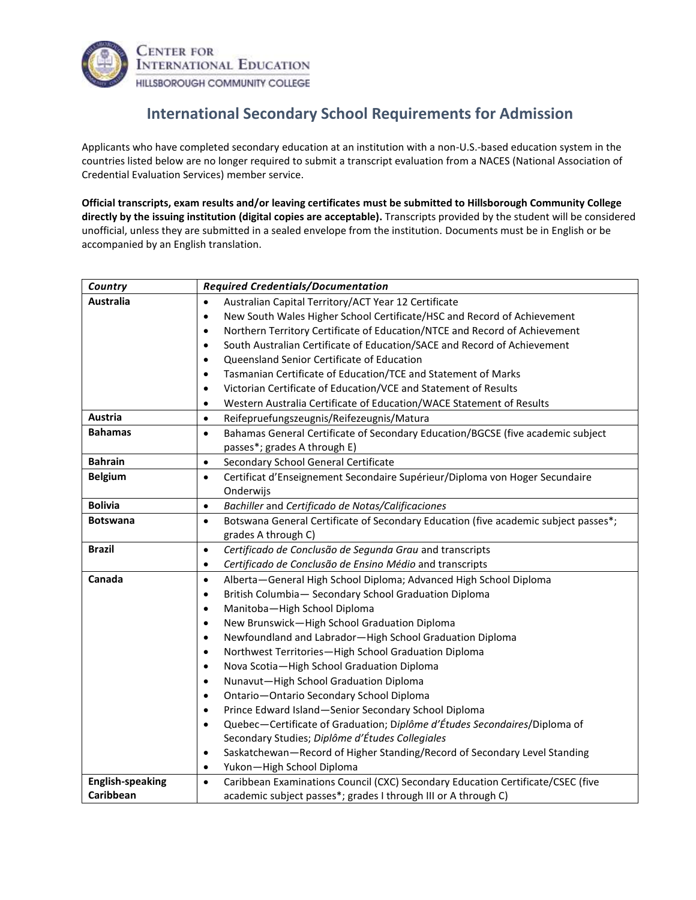**Center for International Education**
**Hillsborough Community College**

# International Secondary School Requirements for Admission

Applicants who have completed secondary education at an institution with a non-U.S.-based education system in the countries listed below are no longer required to submit a transcript evaluation from a NACES (National Association of Credential Evaluation Services) member service.

**Official transcripts, exam results and/or leaving certificates must be submitted to Hillsborough Community College directly by the issuing institution (digital copies are acceptable).** Transcripts provided by the student will be considered unofficial, unless they are submitted in a sealed envelope from the institution. Documents must be in English or be accompanied by an English translation.

| *Country* | *Required Credentials/Documentation* |
|---|---|
| **Australia** | • Australian Capital Territory/ACT Year 12 Certificate<br>• New South Wales Higher School Certificate/HSC and Record of Achievement<br>• Northern Territory Certificate of Education/NTCE and Record of Achievement<br>• South Australian Certificate of Education/SACE and Record of Achievement<br>• Queensland Senior Certificate of Education<br>• Tasmanian Certificate of Education/TCE and Statement of Marks<br>• Victorian Certificate of Education/VCE and Statement of Results<br>• Western Australia Certificate of Education/WACE Statement of Results |
| **Austria** | • Reifepruefungszeugnis/Reifezeugnis/Matura |
| **Bahamas** | • Bahamas General Certificate of Secondary Education/BGCSE (five academic subject passes*; grades A through E) |
| **Bahrain** | • Secondary School General Certificate |
| **Belgium** | • Certificat d'Enseignement Secondaire Supérieur/Diploma von Hoger Secundaire Onderwijs |
| **Bolivia** | • *Bachiller* and *Certificado de Notas/Calificaciones* |
| **Botswana** | • Botswana General Certificate of Secondary Education (five academic subject passes*; grades A through C) |
| **Brazil** | • *Certificado de Conclusão de Segunda Grau* and transcripts<br>• *Certificado de Conclusão de Ensino Médio* and transcripts |
| **Canada** | • Alberta—General High School Diploma; Advanced High School Diploma<br>• British Columbia— Secondary School Graduation Diploma<br>• Manitoba—High School Diploma<br>• New Brunswick—High School Graduation Diploma<br>• Newfoundland and Labrador—High School Graduation Diploma<br>• Northwest Territories—High School Graduation Diploma<br>• Nova Scotia—High School Graduation Diploma<br>• Nunavut—High School Graduation Diploma<br>• Ontario—Ontario Secondary School Diploma<br>• Prince Edward Island—Senior Secondary School Diploma<br>• Quebec—Certificate of Graduation; D*iplôme d'Études Secondaires*/Diploma of Secondary Studies; *Diplôme d'Études Collegiales*<br>• Saskatchewan—Record of Higher Standing/Record of Secondary Level Standing<br>• Yukon—High School Diploma |
| **English-speaking Caribbean** | • Caribbean Examinations Council (CXC) Secondary Education Certificate/CSEC (five academic subject passes*; grades I through III or A through C) |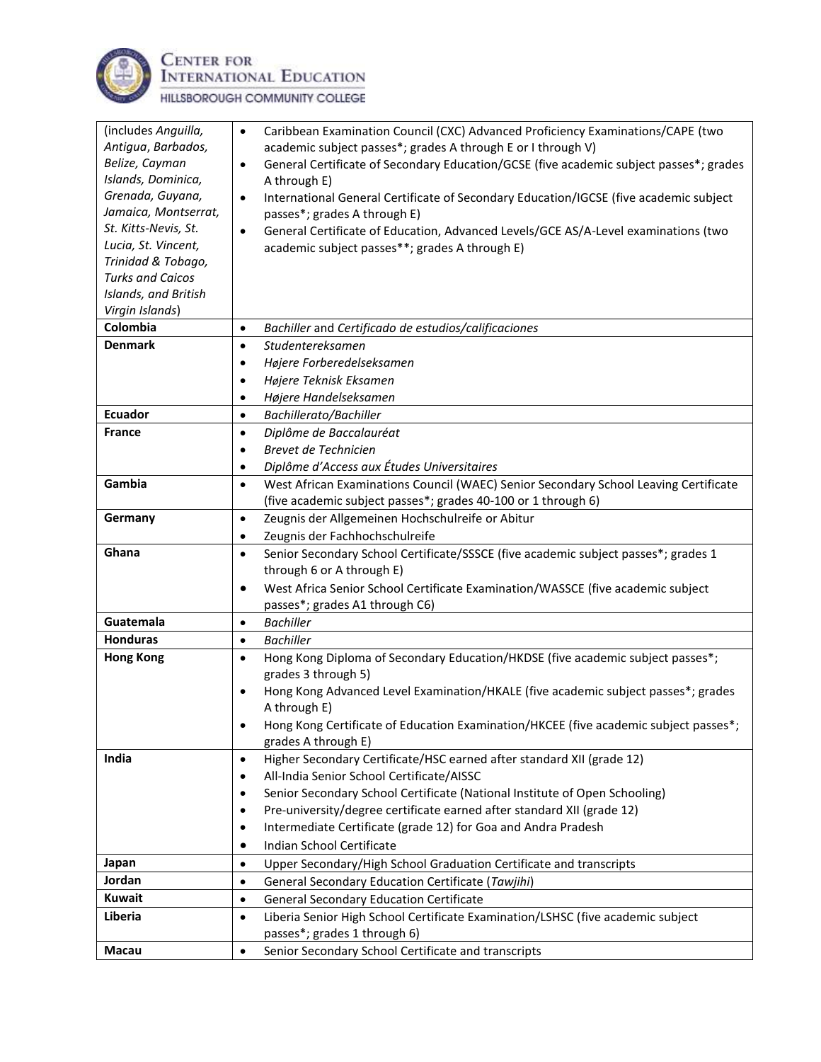| | |
|---|---|
| (includes *Anguilla*, *Antigua*, *Barbados, Belize, Cayman Islands, Dominica, Grenada, Guyana, Jamaica, Montserrat, St. Kitts-Nevis, St. Lucia, St. Vincent, Trinidad & Tobago, Turks and Caicos Islands, and British Virgin Islands*) | • Caribbean Examination Council (CXC) Advanced Proficiency Examinations/CAPE (two academic subject passes*; grades A through E or I through V)<br>• General Certificate of Secondary Education/GCSE (five academic subject passes*; grades A through E)<br>• International General Certificate of Secondary Education/IGCSE (five academic subject passes*; grades A through E)<br>• General Certificate of Education, Advanced Levels/GCE AS/A-Level examinations (two academic subject passes**; grades A through E) |
| **Colombia** | • *Bachiller* and *Certificado de estudios/calificaciones* |
| **Denmark** | • *Studentereksamen*<br>• *Højere Forberedelseksamen*<br>• *Højere Teknisk Eksamen*<br>• *Højere Handelseksamen* |
| **Ecuador** | • *Bachillerato/Bachiller* |
| **France** | • *Diplôme de Baccalauréat*<br>• *Brevet de Technicien*<br>• *Diplôme d'Access aux Études Universitaires* |
| **Gambia** | • West African Examinations Council (WAEC) Senior Secondary School Leaving Certificate (five academic subject passes*; grades 40-100 or 1 through 6) |
| **Germany** | • Zeugnis der Allgemeinen Hochschulreife or Abitur<br>• Zeugnis der Fachhochschulreife |
| **Ghana** | • Senior Secondary School Certificate/SSSCE (five academic subject passes*; grades 1 through 6 or A through E)<br>• West Africa Senior School Certificate Examination/WASSCE (five academic subject passes*; grades A1 through C6) |
| **Guatemala** | • *Bachiller* |
| **Honduras** | • *Bachiller* |
| **Hong Kong** | • Hong Kong Diploma of Secondary Education/HKDSE (five academic subject passes*; grades 3 through 5)<br>• Hong Kong Advanced Level Examination/HKALE (five academic subject passes*; grades A through E)<br>• Hong Kong Certificate of Education Examination/HKCEE (five academic subject passes*; grades A through E) |
| **India** | • Higher Secondary Certificate/HSC earned after standard XII (grade 12)<br>• All-India Senior School Certificate/AISSC<br>• Senior Secondary School Certificate (National Institute of Open Schooling)<br>• Pre-university/degree certificate earned after standard XII (grade 12)<br>• Intermediate Certificate (grade 12) for Goa and Andra Pradesh<br>• Indian School Certificate |
| **Japan** | • Upper Secondary/High School Graduation Certificate and transcripts |
| **Jordan** | • General Secondary Education Certificate (*Tawjihi*) |
| **Kuwait** | • General Secondary Education Certificate |
| **Liberia** | • Liberia Senior High School Certificate Examination/LSHSC (five academic subject passes*; grades 1 through 6) |
| **Macau** | • Senior Secondary School Certificate and transcripts |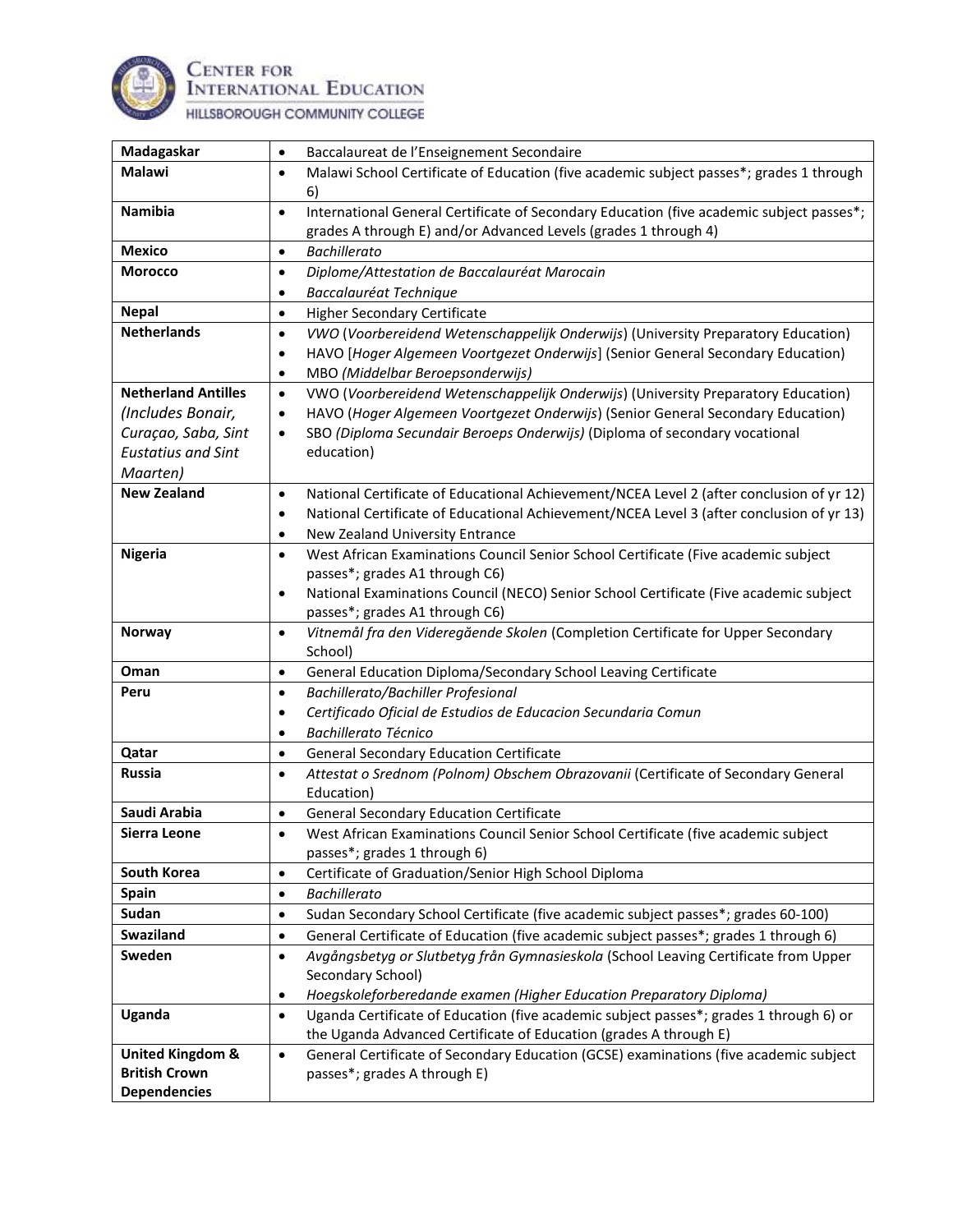| Madagaskar | • Baccalaureat de l'Enseignement Secondaire |
|---|---|
| **Malawi** | • Malawi School Certificate of Education (five academic subject passes*; grades 1 through 6) |
| **Namibia** | • International General Certificate of Secondary Education (five academic subject passes*; grades A through E) and/or Advanced Levels (grades 1 through 4) |
| **Mexico** | • *Bachillerato* |
| **Morocco** | • *Diplome/Attestation de Baccalauréat Marocain*<br>• *Baccalauréat Technique* |
| **Nepal** | • Higher Secondary Certificate |
| **Netherlands** | • *VWO* (*Voorbereidend Wetenschappelijk Onderwijs*) (University Preparatory Education)<br>• HAVO [*Hoger Algemeen Voortgezet Onderwijs*] (Senior General Secondary Education)<br>• MBO *(Middelbar Beroepsonderwijs)* |
| **Netherland Antilles** *(Includes Bonair, Curaçao, Saba, Sint Eustatius and Sint Maarten)* | • VWO (*Voorbereidend Wetenschappelijk Onderwijs*) (University Preparatory Education)<br>• HAVO (*Hoger Algemeen Voortgezet Onderwijs*) (Senior General Secondary Education)<br>• SBO *(Diploma Secundair Beroeps Onderwijs)* (Diploma of secondary vocational education) |
| **New Zealand** | • National Certificate of Educational Achievement/NCEA Level 2 (after conclusion of yr 12)<br>• National Certificate of Educational Achievement/NCEA Level 3 (after conclusion of yr 13)<br>• New Zealand University Entrance |
| **Nigeria** | • West African Examinations Council Senior School Certificate (Five academic subject passes*; grades A1 through C6)<br>• National Examinations Council (NECO) Senior School Certificate (Five academic subject passes*; grades A1 through C6) |
| **Norway** | • *Vitnemål fra den Videregăende Skolen* (Completion Certificate for Upper Secondary School) |
| **Oman** | • General Education Diploma/Secondary School Leaving Certificate |
| **Peru** | • *Bachillerato/Bachiller Profesional*<br>• *Certificado Oficial de Estudios de Educacion Secundaria Comun*<br>• *Bachillerato Técnico* |
| **Qatar** | • General Secondary Education Certificate |
| **Russia** | • *Attestat o Srednom (Polnom) Obschem Obrazovanii* (Certificate of Secondary General Education) |
| **Saudi Arabia** | • General Secondary Education Certificate |
| **Sierra Leone** | • West African Examinations Council Senior School Certificate (five academic subject passes*; grades 1 through 6) |
| **South Korea** | • Certificate of Graduation/Senior High School Diploma |
| **Spain** | • *Bachillerato* |
| **Sudan** | • Sudan Secondary School Certificate (five academic subject passes*; grades 60-100) |
| **Swaziland** | • General Certificate of Education (five academic subject passes*; grades 1 through 6) |
| **Sweden** | • *Avgångsbetyg or Slutbetyg från Gymnasieskola* (School Leaving Certificate from Upper Secondary School)<br>• *Hoegskoleforberedande examen (Higher Education Preparatory Diploma)* |
| **Uganda** | • Uganda Certificate of Education (five academic subject passes*; grades 1 through 6) or the Uganda Advanced Certificate of Education (grades A through E) |
| **United Kingdom & British Crown Dependencies** | • General Certificate of Secondary Education (GCSE) examinations (five academic subject passes*; grades A through E) |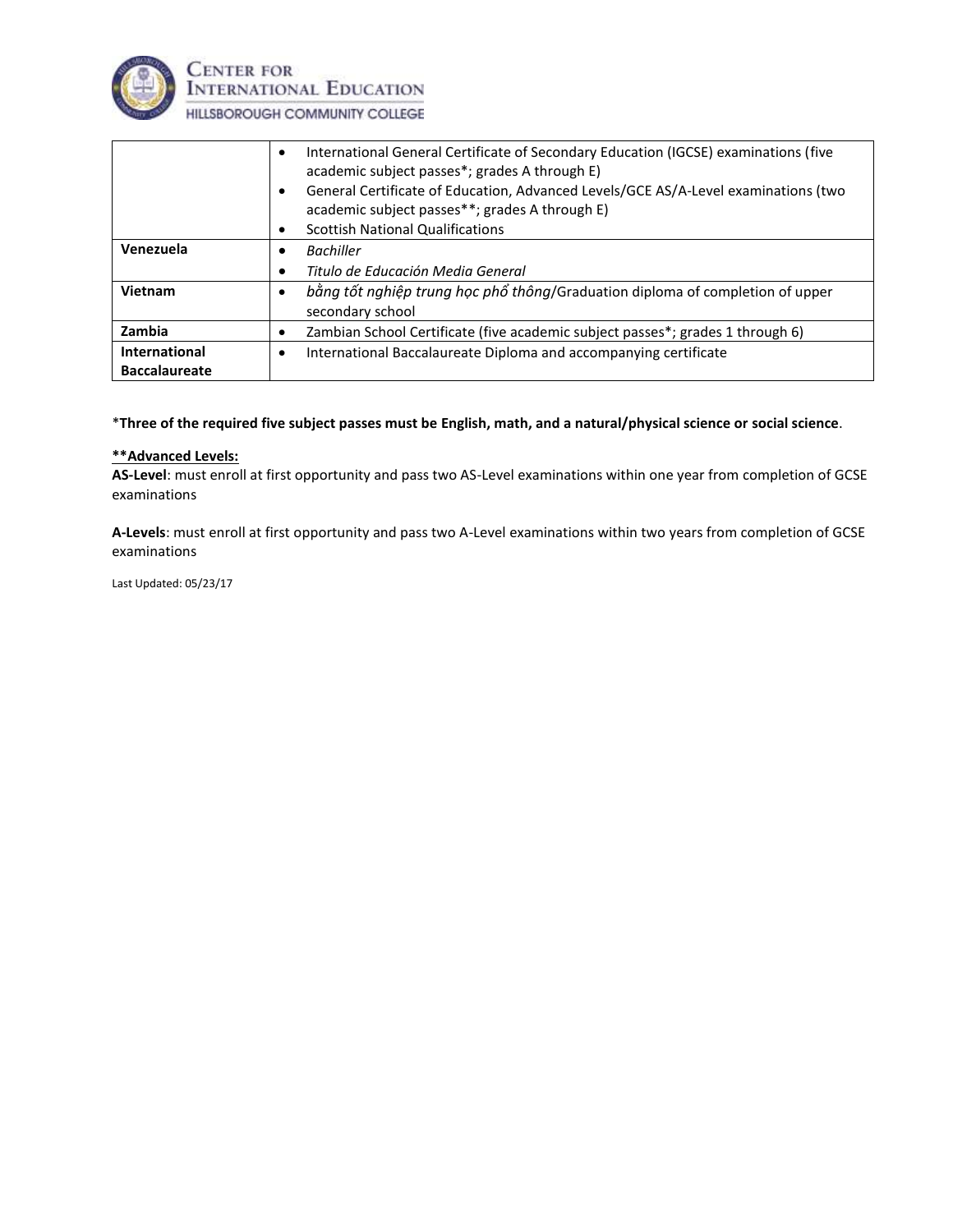| | |
|---|---|
| | • International General Certificate of Secondary Education (IGCSE) examinations (five academic subject passes*; grades A through E)<br>• General Certificate of Education, Advanced Levels/GCE AS/A-Level examinations (two academic subject passes**; grades A through E)<br>• Scottish National Qualifications |
| **Venezuela** | • *Bachiller*<br>• *Titulo de Educación Media General* |
| **Vietnam** | • *bằng tốt nghiệp trung học phổ thông*/Graduation diploma of completion of upper secondary school |
| **Zambia** | • Zambian School Certificate (five academic subject passes*; grades 1 through 6) |
| **International Baccalaureate** | • International Baccalaureate Diploma and accompanying certificate |

***Three of the required five subject passes must be English, math, and a natural/physical science or social science**.

**\*\*Advanced Levels:**

**AS-Level**: must enroll at first opportunity and pass two AS-Level examinations within one year from completion of GCSE examinations

**A-Levels**: must enroll at first opportunity and pass two A-Level examinations within two years from completion of GCSE examinations

Last Updated: 05/23/17